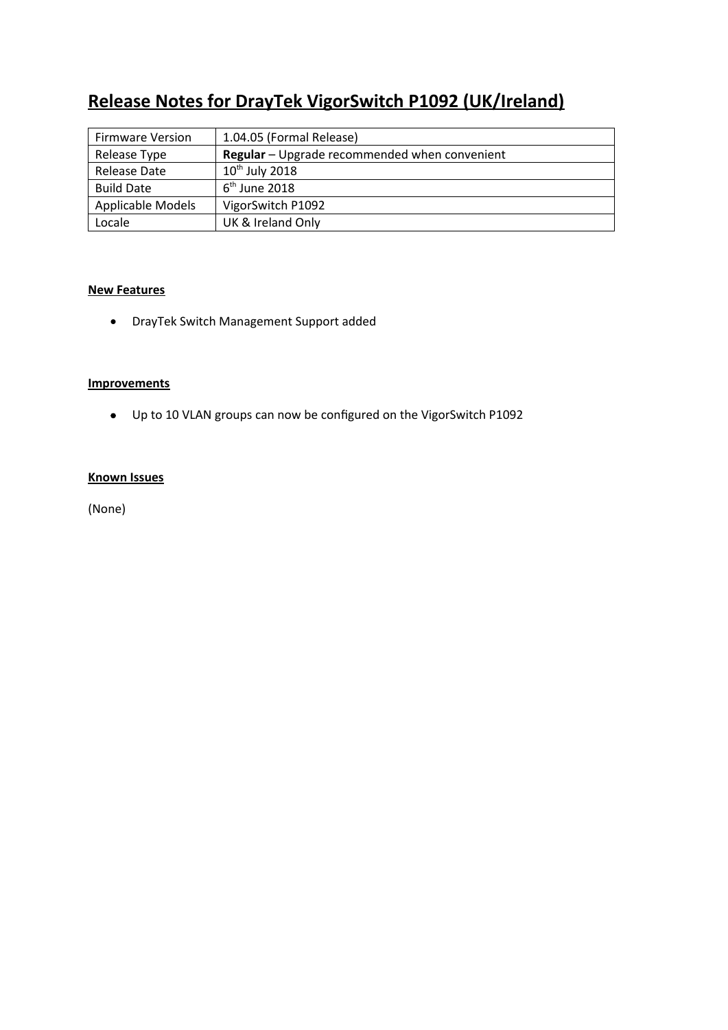# Release Notes for DrayTek VigorSwitch P1092 (UK/Ireland)

| Firmware Version | 1.04.05 (Formal Release) |
|---|---|
| Release Type | **Regular** – Upgrade recommended when convenient |
| Release Date | 10th July 2018 |
| Build Date | 6th June 2018 |
| Applicable Models | VigorSwitch P1092 |
| Locale | UK & Ireland Only |

**New Features**

- DrayTek Switch Management Support added

**Improvements**

- Up to 10 VLAN groups can now be configured on the VigorSwitch P1092

**Known Issues**

(None)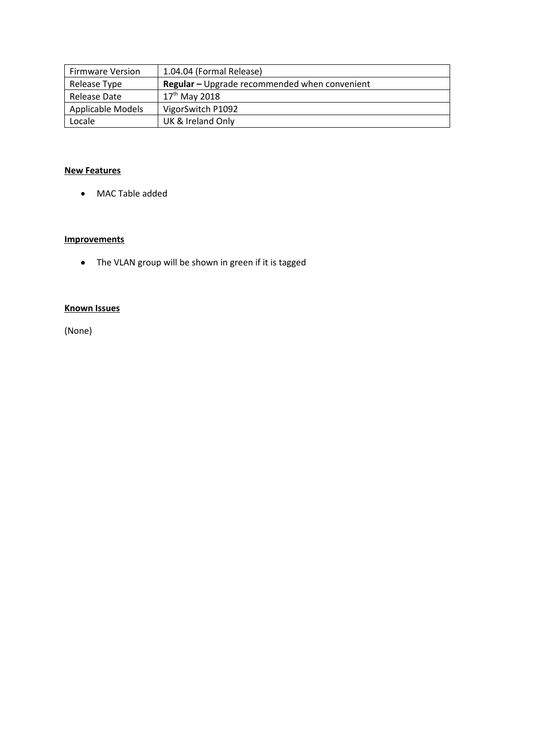| Firmware Version | 1.04.04 (Formal Release) |
| --- | --- |
| Release Type | **Regular –** Upgrade recommended when convenient |
| Release Date | 17th May 2018 |
| Applicable Models | VigorSwitch P1092 |
| Locale | UK & Ireland Only |

**New Features**

- MAC Table added

**Improvements**

- The VLAN group will be shown in green if it is tagged

**Known Issues**

(None)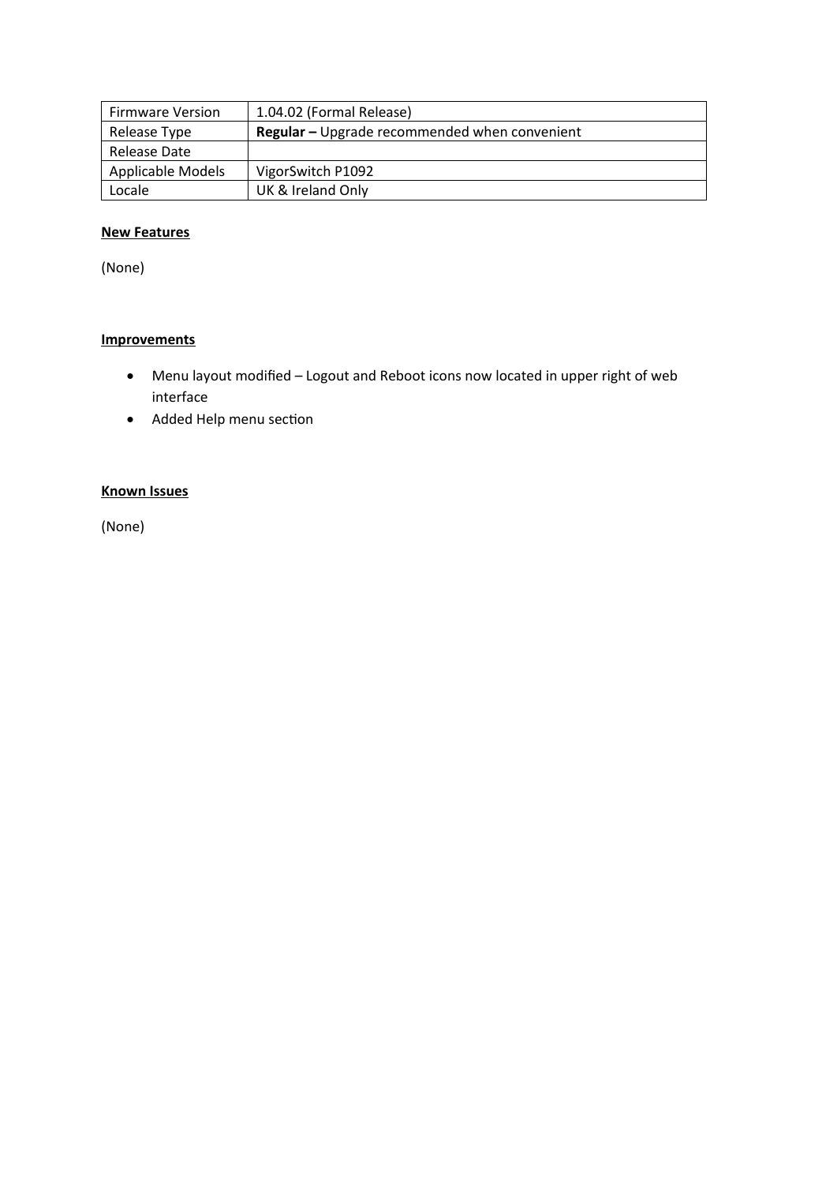| Firmware Version | 1.04.02 (Formal Release) |
|---|---|
| Release Type | **Regular –** Upgrade recommended when convenient |
| Release Date | |
| Applicable Models | VigorSwitch P1092 |
| Locale | UK & Ireland Only |

**New Features**

(None)

**Improvements**

- Menu layout modified – Logout and Reboot icons now located in upper right of web interface
- Added Help menu section

**Known Issues**

(None)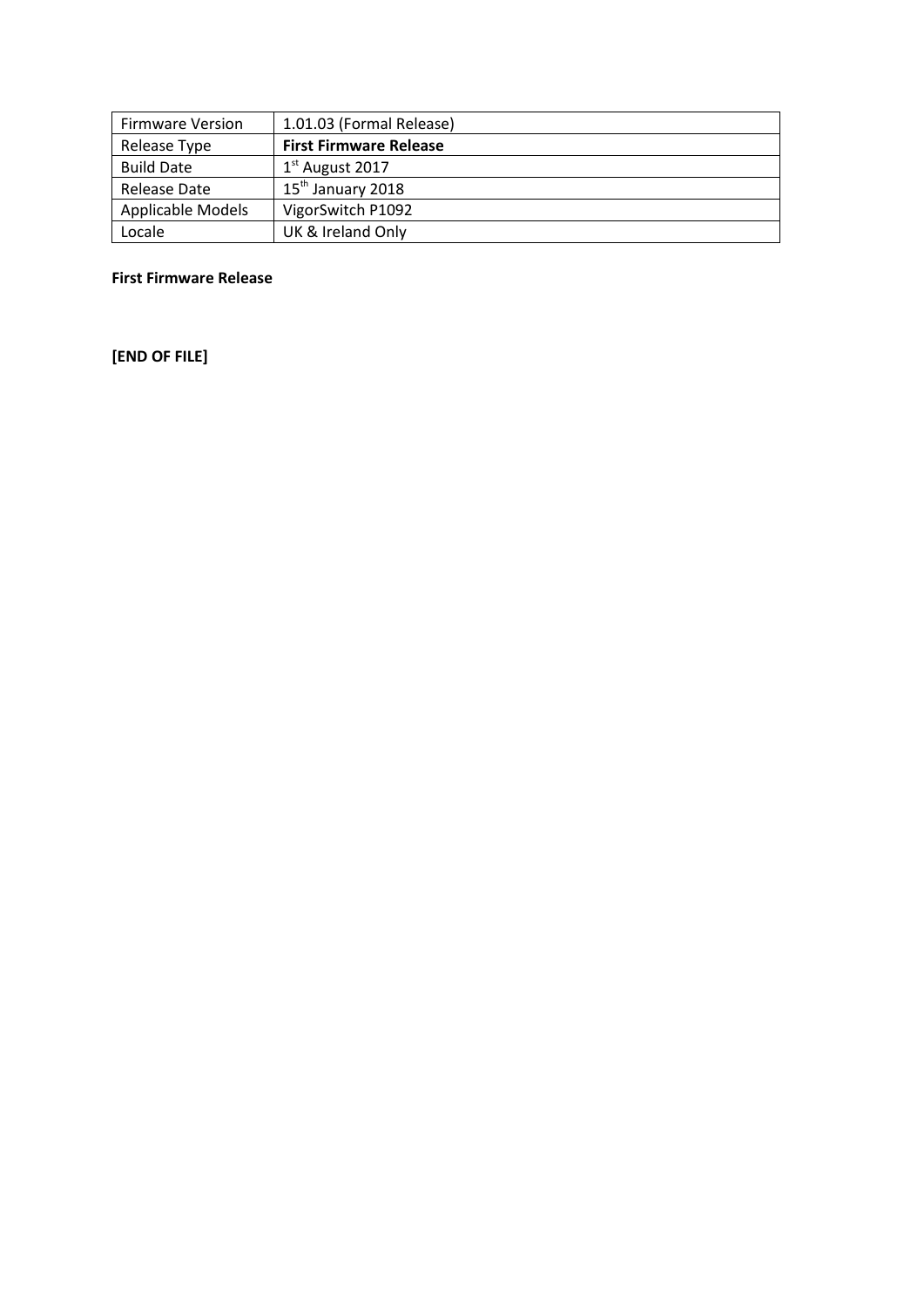| | |
|---|---|
| Firmware Version | 1.01.03 (Formal Release) |
| Release Type | **First Firmware Release** |
| Build Date | 1st August 2017 |
| Release Date | 15th January 2018 |
| Applicable Models | VigorSwitch P1092 |
| Locale | UK & Ireland Only |

**First Firmware Release**

**[END OF FILE]**